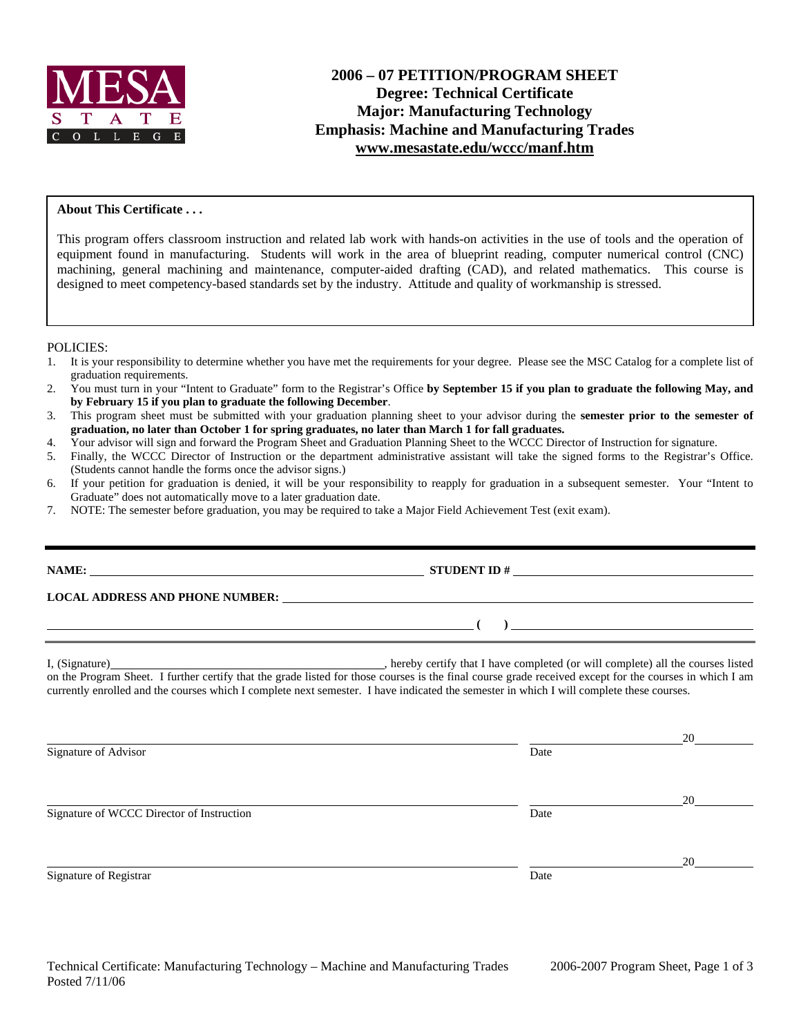# 2006 – 07 PETITION/PROGRAM SHEET
## Degree: Technical Certificate
## Major: Manufacturing Technology
## Emphasis: Machine and Manufacturing Trades
## www.mesastate.edu/wccc/manf.htm

**About This Certificate . . .**

This program offers classroom instruction and related lab work with hands-on activities in the use of tools and the operation of equipment found in manufacturing. Students will work in the area of blueprint reading, computer numerical control (CNC) machining, general machining and maintenance, computer-aided drafting (CAD), and related mathematics. This course is designed to meet competency-based standards set by the industry. Attitude and quality of workmanship is stressed.

POLICIES:

1. It is your responsibility to determine whether you have met the requirements for your degree. Please see the MSC Catalog for a complete list of graduation requirements.
2. You must turn in your "Intent to Graduate" form to the Registrar's Office **by September 15 if you plan to graduate the following May, and by February 15 if you plan to graduate the following December**.
3. This program sheet must be submitted with your graduation planning sheet to your advisor during the **semester prior to the semester of graduation, no later than October 1 for spring graduates, no later than March 1 for fall graduates.**
4. Your advisor will sign and forward the Program Sheet and Graduation Planning Sheet to the WCCC Director of Instruction for signature.
5. Finally, the WCCC Director of Instruction or the department administrative assistant will take the signed forms to the Registrar's Office. (Students cannot handle the forms once the advisor signs.)
6. If your petition for graduation is denied, it will be your responsibility to reapply for graduation in a subsequent semester. Your "Intent to Graduate" does not automatically move to a later graduation date.
7. NOTE: The semester before graduation, you may be required to take a Major Field Achievement Test (exit exam).

**NAME:** ______________________________ **STUDENT ID #** ______________________________

**LOCAL ADDRESS AND PHONE NUMBER:** ______________________________

______________________________ **( )** ______________________________

I, (Signature)______________________________, hereby certify that I have completed (or will complete) all the courses listed on the Program Sheet. I further certify that the grade listed for those courses is the final course grade received except for the courses in which I am currently enrolled and the courses which I complete next semester. I have indicated the semester in which I will complete these courses.

______________________________ ______________ 20______
Signature of Advisor Date

______________________________ ______________ 20______
Signature of WCCC Director of Instruction Date

______________________________ ______________ 20______
Signature of Registrar Date

Technical Certificate: Manufacturing Technology – Machine and Manufacturing Trades
Posted 7/11/06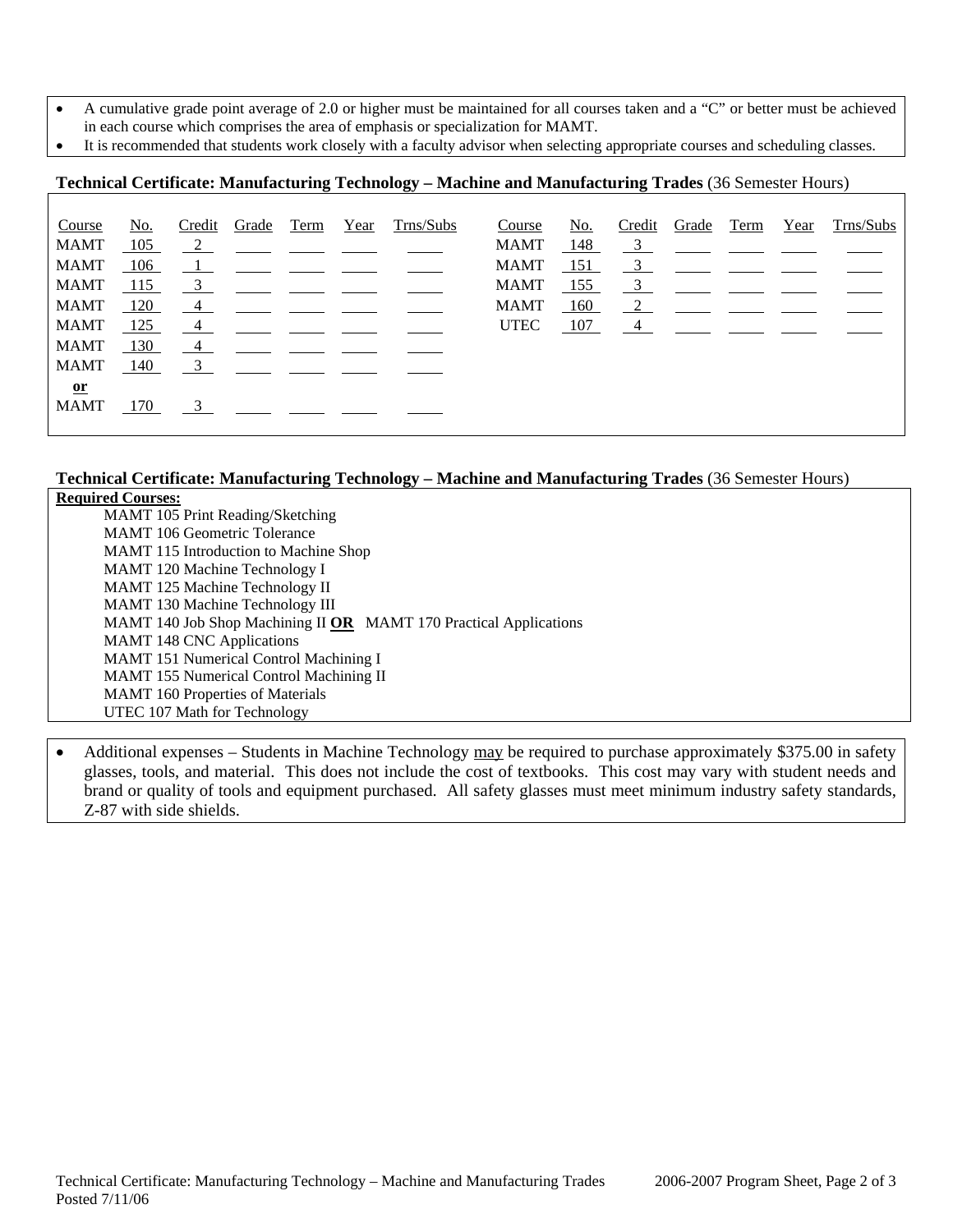- A cumulative grade point average of 2.0 or higher must be maintained for all courses taken and a "C" or better must be achieved in each course which comprises the area of emphasis or specialization for MAMT.
- It is recommended that students work closely with a faculty advisor when selecting appropriate courses and scheduling classes.

**Technical Certificate: Manufacturing Technology – Machine and Manufacturing Trades** (36 Semester Hours)

| Course | No. | Credit | Grade | Term | Year | Trns/Subs | Course | No. | Credit | Grade | Term | Year | Trns/Subs |
|---|---|---|---|---|---|---|---|---|---|---|---|---|---|
| MAMT | 105 | 2 | | | | | MAMT | 148 | 3 | | | | |
| MAMT | 106 | 1 | | | | | MAMT | 151 | 3 | | | | |
| MAMT | 115 | 3 | | | | | MAMT | 155 | 3 | | | | |
| MAMT | 120 | 4 | | | | | MAMT | 160 | 2 | | | | |
| MAMT | 125 | 4 | | | | | UTEC | 107 | 4 | | | | |
| MAMT | 130 | 4 | | | | | | | | | | | |
| MAMT | 140 | 3 | | | | | | | | | | | |
| **or** | | | | | | | | | | | | | |
| MAMT | 170 | 3 | | | | | | | | | | | |

**Technical Certificate: Manufacturing Technology – Machine and Manufacturing Trades** (36 Semester Hours)

**Required Courses:**

- MAMT 105 Print Reading/Sketching
- MAMT 106 Geometric Tolerance
- MAMT 115 Introduction to Machine Shop
- MAMT 120 Machine Technology I
- MAMT 125 Machine Technology II
- MAMT 130 Machine Technology III
- MAMT 140 Job Shop Machining II **OR** MAMT 170 Practical Applications
- MAMT 148 CNC Applications
- MAMT 151 Numerical Control Machining I
- MAMT 155 Numerical Control Machining II
- MAMT 160 Properties of Materials
- UTEC 107 Math for Technology

- Additional expenses – Students in Machine Technology may be required to purchase approximately $375.00 in safety glasses, tools, and material. This does not include the cost of textbooks. This cost may vary with student needs and brand or quality of tools and equipment purchased. All safety glasses must meet minimum industry safety standards, Z-87 with side shields.

Technical Certificate: Manufacturing Technology – Machine and Manufacturing Trades — 2006-2007 Program Sheet
Posted 7/11/06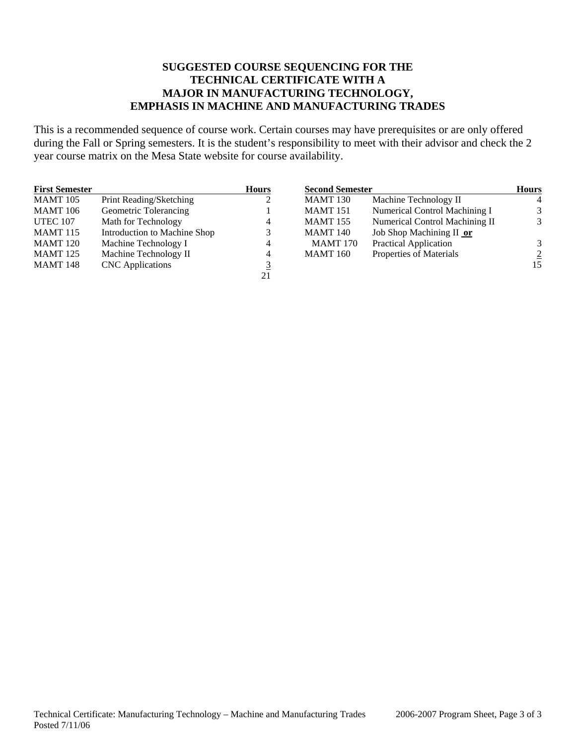**SUGGESTED COURSE SEQUENCING FOR THE TECHNICAL CERTIFICATE WITH A MAJOR IN MANUFACTURING TECHNOLOGY, EMPHASIS IN MACHINE AND MANUFACTURING TRADES**

This is a recommended sequence of course work. Certain courses may have prerequisites or are only offered during the Fall or Spring semesters. It is the student's responsibility to meet with their advisor and check the 2 year course matrix on the Mesa State website for course availability.

| First Semester | | Hours |
|---|---|---|
| MAMT 105 | Print Reading/Sketching | 2 |
| MAMT 106 | Geometric Tolerancing | 1 |
| UTEC 107 | Math for Technology | 4 |
| MAMT 115 | Introduction to Machine Shop | 3 |
| MAMT 120 | Machine Technology I | 4 |
| MAMT 125 | Machine Technology II | 4 |
| MAMT 148 | CNC Applications | 3 |
| | | 21 |

| Second Semester | | Hours |
|---|---|---|
| MAMT 130 | Machine Technology II | 4 |
| MAMT 151 | Numerical Control Machining I | 3 |
| MAMT 155 | Numerical Control Machining II | 3 |
| MAMT 140 | Job Shop Machining II **or** | |
| MAMT 170 | Practical Application | 3 |
| MAMT 160 | Properties of Materials | 2 |
| | | 15 |

Technical Certificate: Manufacturing Technology – Machine and Manufacturing Trades
Posted 7/11/06